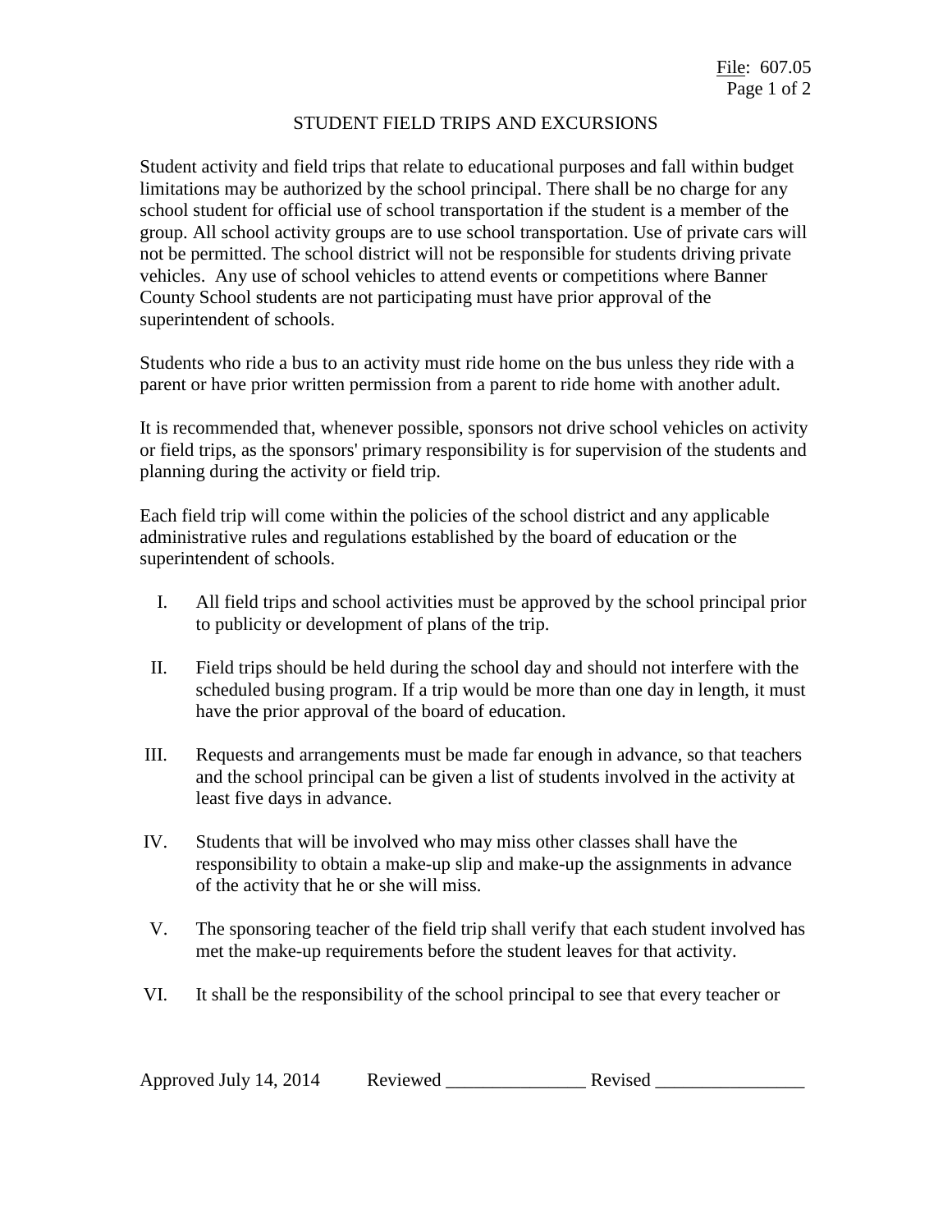# STUDENT FIELD TRIPS AND EXCURSIONS

Student activity and field trips that relate to educational purposes and fall within budget limitations may be authorized by the school principal. There shall be no charge for any school student for official use of school transportation if the student is a member of the group. All school activity groups are to use school transportation. Use of private cars will not be permitted. The school district will not be responsible for students driving private vehicles. Any use of school vehicles to attend events or competitions where Banner County School students are not participating must have prior approval of the superintendent of schools.

Students who ride a bus to an activity must ride home on the bus unless they ride with a parent or have prior written permission from a parent to ride home with another adult.

It is recommended that, whenever possible, sponsors not drive school vehicles on activity or field trips, as the sponsors' primary responsibility is for supervision of the students and planning during the activity or field trip.

Each field trip will come within the policies of the school district and any applicable administrative rules and regulations established by the board of education or the superintendent of schools.

I. All field trips and school activities must be approved by the school principal prior to publicity or development of plans of the trip.

II. Field trips should be held during the school day and should not interfere with the scheduled busing program. If a trip would be more than one day in length, it must have the prior approval of the board of education.

III. Requests and arrangements must be made far enough in advance, so that teachers and the school principal can be given a list of students involved in the activity at least five days in advance.

IV. Students that will be involved who may miss other classes shall have the responsibility to obtain a make-up slip and make-up the assignments in advance of the activity that he or she will miss.

V. The sponsoring teacher of the field trip shall verify that each student involved has met the make-up requirements before the student leaves for that activity.

VI. It shall be the responsibility of the school principal to see that every teacher or

Approved July 14, 2014 Reviewed _______________ Revised ________________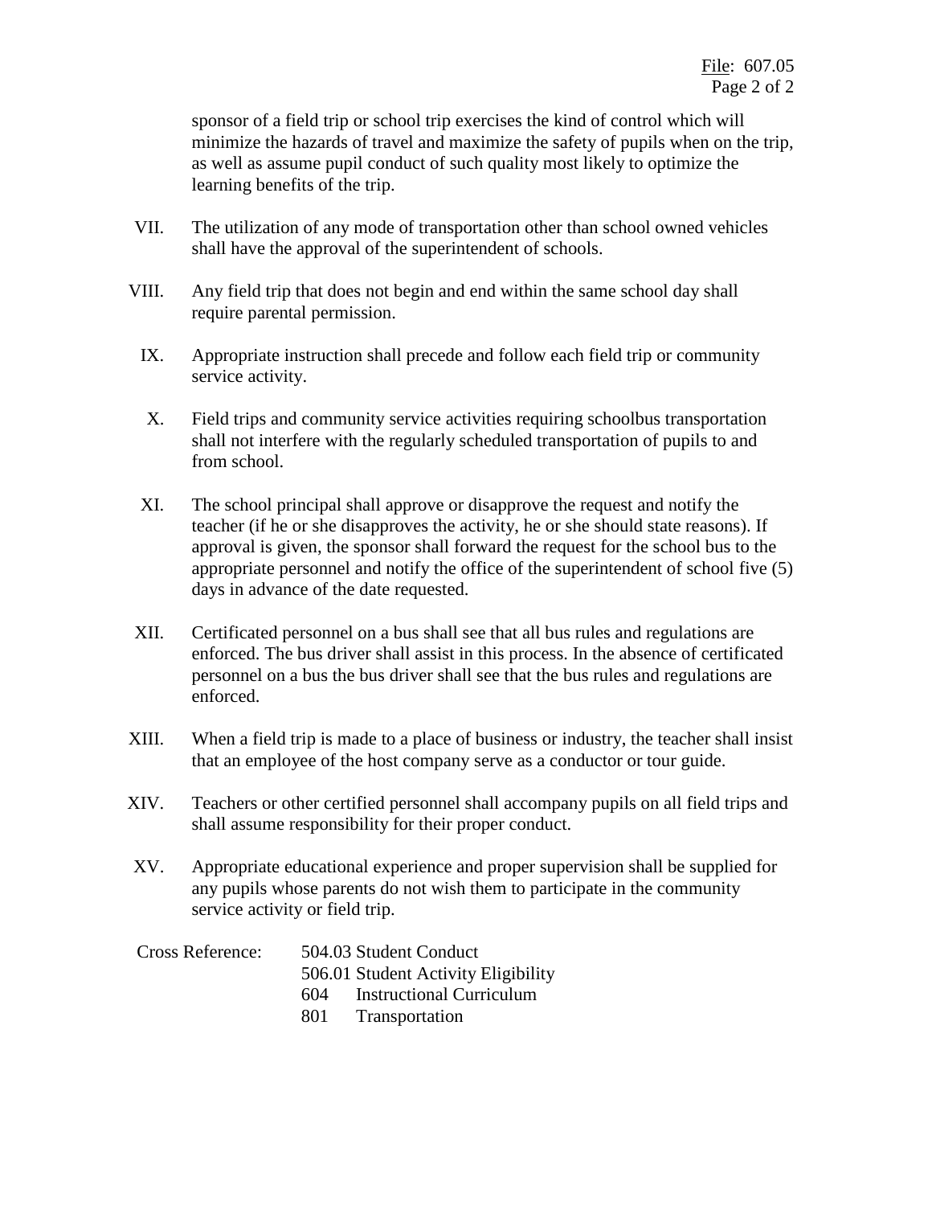sponsor of a field trip or school trip exercises the kind of control which will minimize the hazards of travel and maximize the safety of pupils when on the trip, as well as assume pupil conduct of such quality most likely to optimize the learning benefits of the trip.

VII. The utilization of any mode of transportation other than school owned vehicles shall have the approval of the superintendent of schools.

VIII. Any field trip that does not begin and end within the same school day shall require parental permission.

IX. Appropriate instruction shall precede and follow each field trip or community service activity.

X. Field trips and community service activities requiring schoolbus transportation shall not interfere with the regularly scheduled transportation of pupils to and from school.

XI. The school principal shall approve or disapprove the request and notify the teacher (if he or she disapproves the activity, he or she should state reasons). If approval is given, the sponsor shall forward the request for the school bus to the appropriate personnel and notify the office of the superintendent of school five (5) days in advance of the date requested.

XII. Certificated personnel on a bus shall see that all bus rules and regulations are enforced. The bus driver shall assist in this process. In the absence of certificated personnel on a bus the bus driver shall see that the bus rules and regulations are enforced.

XIII. When a field trip is made to a place of business or industry, the teacher shall insist that an employee of the host company serve as a conductor or tour guide.

XIV. Teachers or other certified personnel shall accompany pupils on all field trips and shall assume responsibility for their proper conduct.

XV. Appropriate educational experience and proper supervision shall be supplied for any pupils whose parents do not wish them to participate in the community service activity or field trip.

Cross Reference:
- 504.03 Student Conduct
- 506.01 Student Activity Eligibility
- 604 Instructional Curriculum
- 801 Transportation